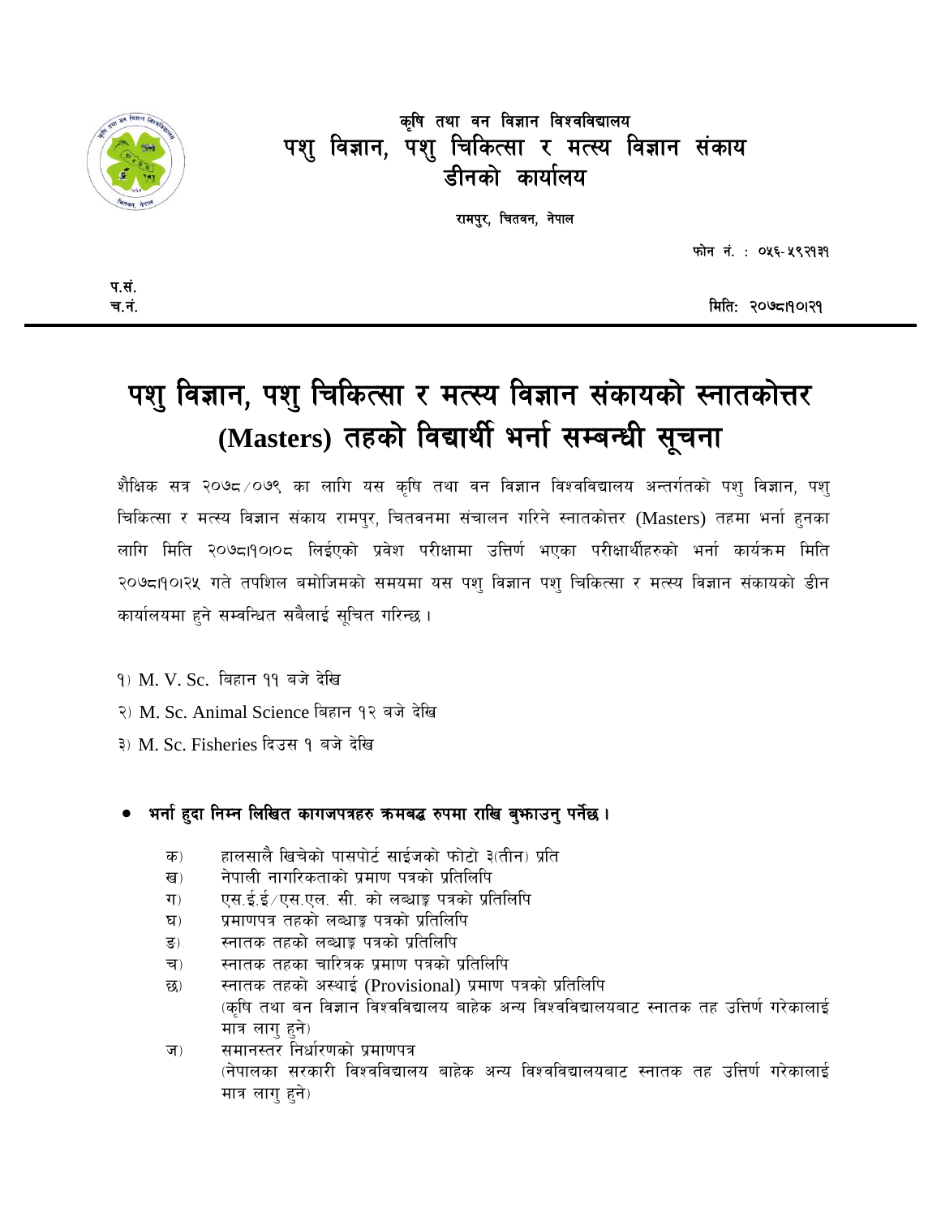कृषि तथा वन विज्ञान विश्वविद्यालय

पशु विज्ञान, पशु चिकित्सा र मत्स्य विज्ञान संकाय

डीनको कार्यालय

रामपुर, चितवन, नेपाल

फोन नं. : ०५६-५९२१३१

प.सं.

च.नं.

मिति: २०७८।१०।२१

# पशु विज्ञान, पशु चिकित्सा र मत्स्य विज्ञान संकायको स्नातकोत्तर (Masters) तहको विद्यार्थी भर्ना सम्बन्धी सूचना

शैक्षिक सत्र २०७८/०७९ का लागि यस कृषि तथा वन विज्ञान विश्वविद्यालय अन्तर्गतको पशु विज्ञान, पशु चिकित्सा र मत्स्य विज्ञान संकाय रामपुर, चितवनमा संचालन गरिने स्नातकोत्तर (Masters) तहमा भर्ना हुनका लागि मिति २०७८।१०।०८ लिईएको प्रवेश परीक्षामा उत्तिर्ण भएका परीक्षार्थीहरुको भर्ना कार्यक्रम मिति २०७८।१०।२५ गते तपशिल बमोजिमको समयमा यस पशु विज्ञान पशु चिकित्सा र मत्स्य विज्ञान संकायको डीन कार्यालयमा हुने सम्वन्धित सबैलाई सूचित गरिन्छ ।

१) M. V. Sc. बिहान ११ बजे देखि

२) M. Sc. Animal Science बिहान १२ बजे देखि

३) M. Sc. Fisheries दिउस १ बजे देखि

- **भर्ना हुदा निम्न लिखित कागजपत्रहरु क्रमबद्ध रुपमा राखि बुझाउनु पर्नेछ ।**

  क) हालसालै खिचेको पासपोर्ट साईजको फोटो ३(तीन) प्रति

  ख) नेपाली नागरिकताको प्रमाण पत्रको प्रतिलिपि

  ग) एस.ई.ई/एस.एल. सी. को लब्धाङ्क पत्रको प्रतिलिपि

  घ) प्रमाणपत्र तहको लब्धाङ्क पत्रको प्रतिलिपि

  ङ) स्नातक तहको लब्धाङ्क पत्रको प्रतिलिपि

  च) स्नातक तहका चारित्रक प्रमाण पत्रको प्रतिलिपि

  छ) स्नातक तहको अस्थाई (Provisional) प्रमाण पत्रको प्रतिलिपि
  (कृषि तथा वन विज्ञान विश्वविद्यालय बाहेक अन्य विश्वविद्यालयबाट स्नातक तह उत्तिर्ण गरेकालाई मात्र लागु हुने)

  ज) समानस्तर निर्धारणको प्रमाणपत्र
  (नेपालका सरकारी विश्वविद्यालय बाहेक अन्य विश्वविद्यालयबाट स्नातक तह उत्तिर्ण गरेकालाई मात्र लागु हुने)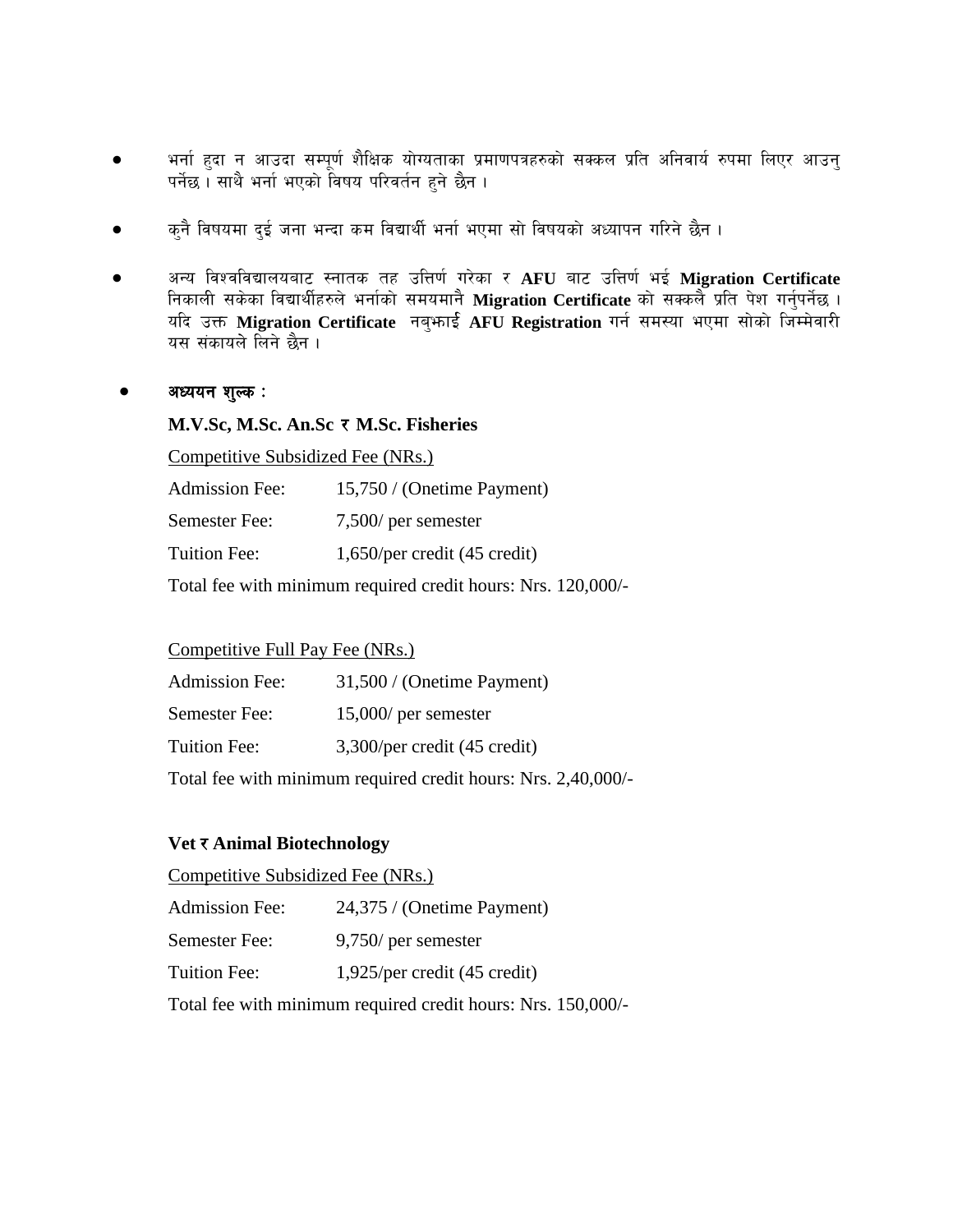- भर्ना हुदा न आउदा सम्पूर्ण शैक्षिक योग्यताका प्रमाणपत्रहरुको सक्कल प्रति अनिवार्य रुपमा लिएर आउनु पर्नेछ । साथै भर्ना भएको विषय परिवर्तन हुने छैन ।

- कुनै विषयमा दुई जना भन्दा कम विद्यार्थी भर्ना भएमा सो विषयको अध्यापन गरिने छैन ।

- अन्य विश्वविद्यालयबाट स्नातक तह उत्तिर्ण गरेका र **AFU** बाट उत्तिर्ण भई **Migration Certificate** निकाली सकेका विद्यार्थीहरुले भर्नाको समयमानै **Migration Certificate** को सक्कलै प्रति पेश गर्नुपर्नेछ । यदि उक्त **Migration Certificate** नबुझाई **AFU Registration** गर्न समस्या भएमा सोको जिम्मेवारी यस संकायले लिने छैन ।

- **अध्ययन शुल्क :**

**M.V.Sc, M.Sc. An.Sc र M.Sc. Fisheries**

Competitive Subsidized Fee (NRs.)

| | |
|---|---|
| Admission Fee: | 15,750 / (Onetime Payment) |
| Semester Fee: | 7,500/ per semester |
| Tuition Fee: | 1,650/per credit (45 credit) |

Total fee with minimum required credit hours: Nrs. 120,000/-

Competitive Full Pay Fee (NRs.)

| | |
|---|---|
| Admission Fee: | 31,500 / (Onetime Payment) |
| Semester Fee: | 15,000/ per semester |
| Tuition Fee: | 3,300/per credit (45 credit) |

Total fee with minimum required credit hours: Nrs. 2,40,000/-

**Vet र Animal Biotechnology**

Competitive Subsidized Fee (NRs.)

| | |
|---|---|
| Admission Fee: | 24,375 / (Onetime Payment) |
| Semester Fee: | 9,750/ per semester |
| Tuition Fee: | 1,925/per credit (45 credit) |

Total fee with minimum required credit hours: Nrs. 150,000/-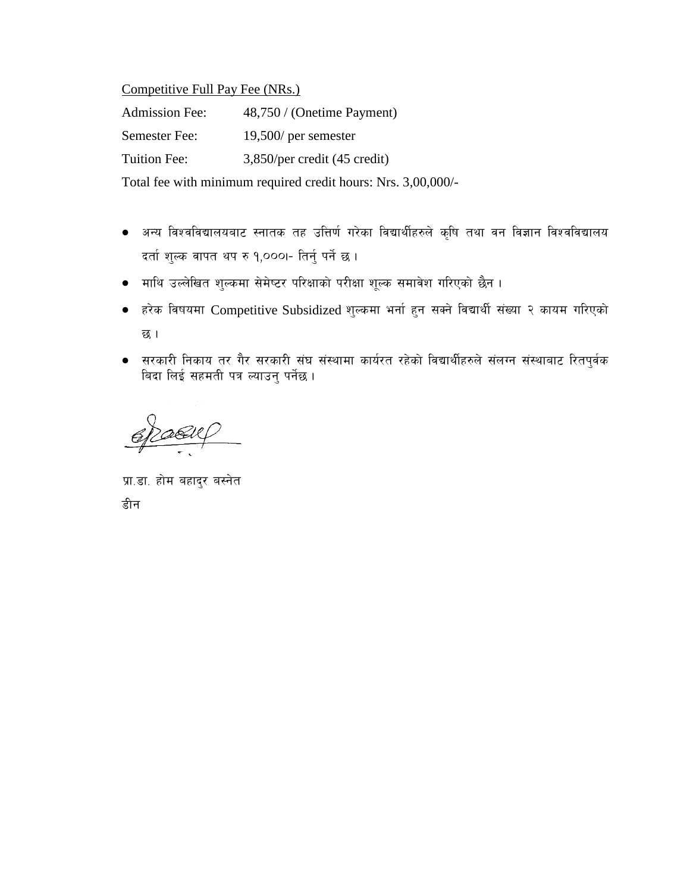Competitive Full Pay Fee (NRs.)

Admission Fee: 48,750 / (Onetime Payment)

Semester Fee: 19,500/ per semester

Tuition Fee: 3,850/per credit (45 credit)

Total fee with minimum required credit hours: Nrs. 3,00,000/-

- अन्य विश्वविद्यालयबाट स्नातक तह उत्तिर्ण गरेका विद्यार्थीहरुले कृषि तथा वन विज्ञान विश्वविद्यालय दर्ता शुल्क वापत थप रु १,०००।- तिर्नु पर्ने छ ।
- माथि उल्लेखित शुल्कमा सेमेष्टर परिक्षाको परीक्षा शूल्क समावेश गरिएको छैन ।
- हरेक विषयमा Competitive Subsidized शुल्कमा भर्ना हुन सक्ने विद्यार्थी संख्या २ कायम गरिएको छ ।
- सरकारी निकाय तर गैर सरकारी संघ संस्थामा कार्यरत रहेको विद्यार्थीहरुले संलग्न संस्थाबाट रितपुर्वक बिदा लिई सहमती पत्र ल्याउनु पर्नेछ ।

प्रा.डा. होम बहादुर बस्नेत

डीन